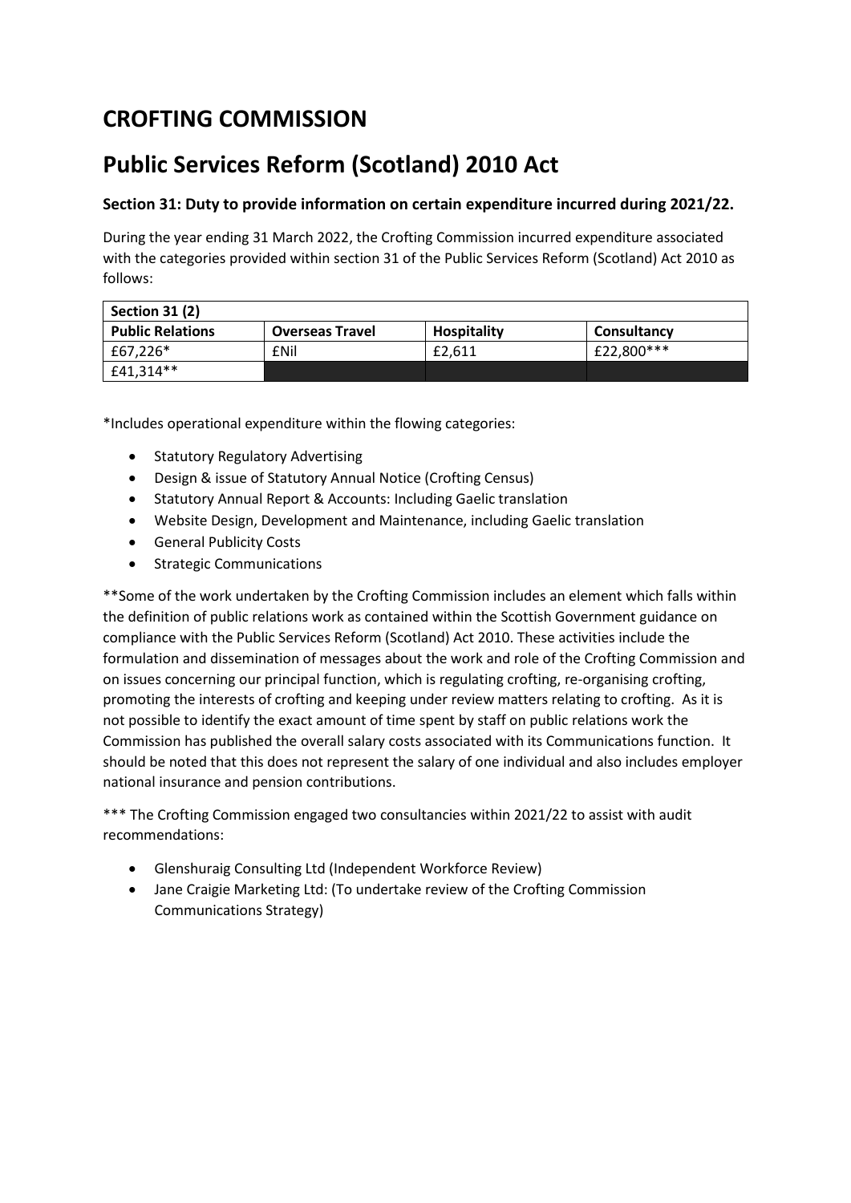# CROFTING COMMISSION

# Public Services Reform (Scotland) 2010 Act

### Section 31: Duty to provide information on certain expenditure incurred during 2021/22.

During the year ending 31 March 2022, the Crofting Commission incurred expenditure associated with the categories provided within section 31 of the Public Services Reform (Scotland) Act 2010 as follows:

| Section 31 (2) | | | |
|---|---|---|---|
| **Public Relations** | **Overseas Travel** | **Hospitality** | **Consultancy** |
| £67,226* | £Nil | £2,611 | £22,800*** |
| £41,314** | | | |

*Includes operational expenditure within the flowing categories:

- Statutory Regulatory Advertising
- Design & issue of Statutory Annual Notice (Crofting Census)
- Statutory Annual Report & Accounts: Including Gaelic translation
- Website Design, Development and Maintenance, including Gaelic translation
- General Publicity Costs
- Strategic Communications

**Some of the work undertaken by the Crofting Commission includes an element which falls within the definition of public relations work as contained within the Scottish Government guidance on compliance with the Public Services Reform (Scotland) Act 2010. These activities include the formulation and dissemination of messages about the work and role of the Crofting Commission and on issues concerning our principal function, which is regulating crofting, re-organising crofting, promoting the interests of crofting and keeping under review matters relating to crofting. As it is not possible to identify the exact amount of time spent by staff on public relations work the Commission has published the overall salary costs associated with its Communications function. It should be noted that this does not represent the salary of one individual and also includes employer national insurance and pension contributions.

*** The Crofting Commission engaged two consultancies within 2021/22 to assist with audit recommendations:

- Glenshuraig Consulting Ltd (Independent Workforce Review)
- Jane Craigie Marketing Ltd: (To undertake review of the Crofting Commission Communications Strategy)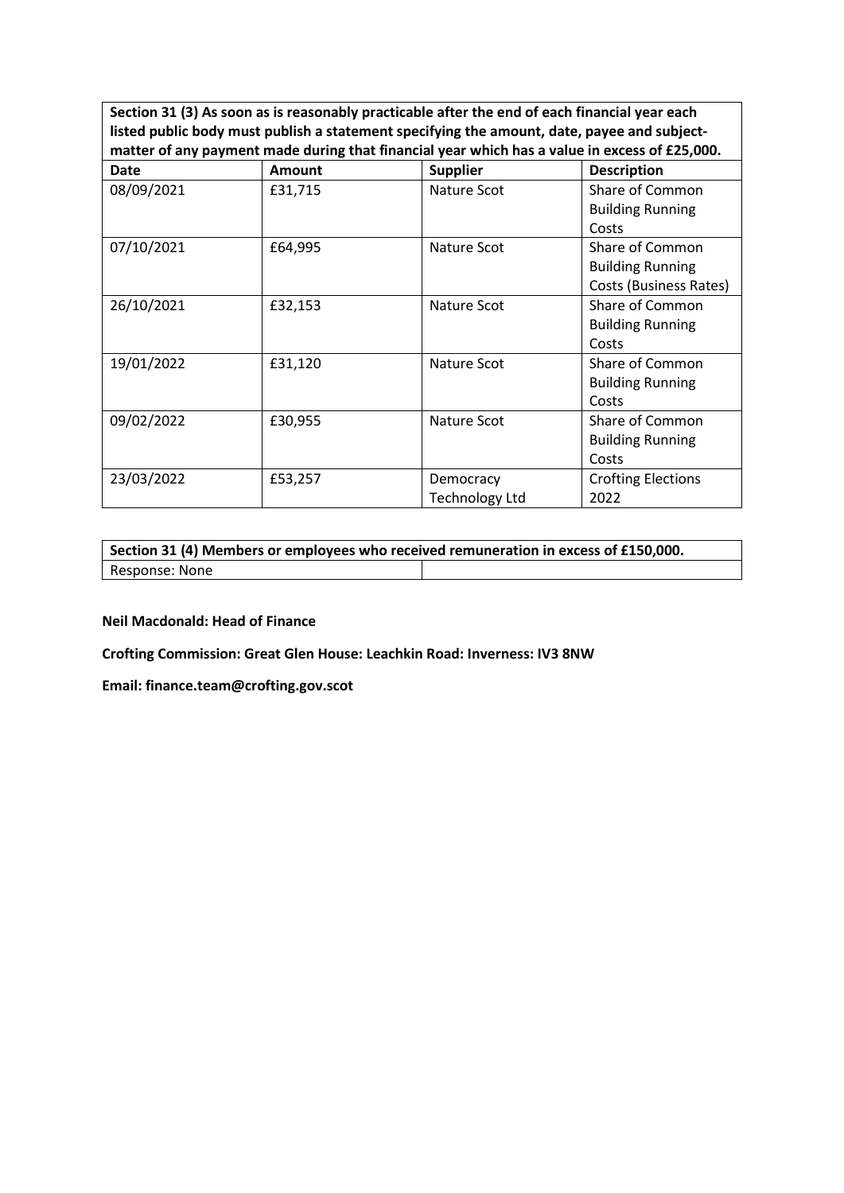| Section 31 (3) As soon as is reasonably practicable after the end of each financial year each listed public body must publish a statement specifying the amount, date, payee and subject-matter of any payment made during that financial year which has a value in excess of £25,000. | | | |
|---|---|---|---|
| **Date** | **Amount** | **Supplier** | **Description** |
| 08/09/2021 | £31,715 | Nature Scot | Share of Common Building Running Costs |
| 07/10/2021 | £64,995 | Nature Scot | Share of Common Building Running Costs (Business Rates) |
| 26/10/2021 | £32,153 | Nature Scot | Share of Common Building Running Costs |
| 19/01/2022 | £31,120 | Nature Scot | Share of Common Building Running Costs |
| 09/02/2022 | £30,955 | Nature Scot | Share of Common Building Running Costs |
| 23/03/2022 | £53,257 | Democracy Technology Ltd | Crofting Elections 2022 |

| Section 31 (4) Members or employees who received remuneration in excess of £150,000. | |
|---|---|
| Response: None | |

**Neil Macdonald: Head of Finance**

**Crofting Commission: Great Glen House: Leachkin Road: Inverness: IV3 8NW**

**Email: finance.team@crofting.gov.scot**